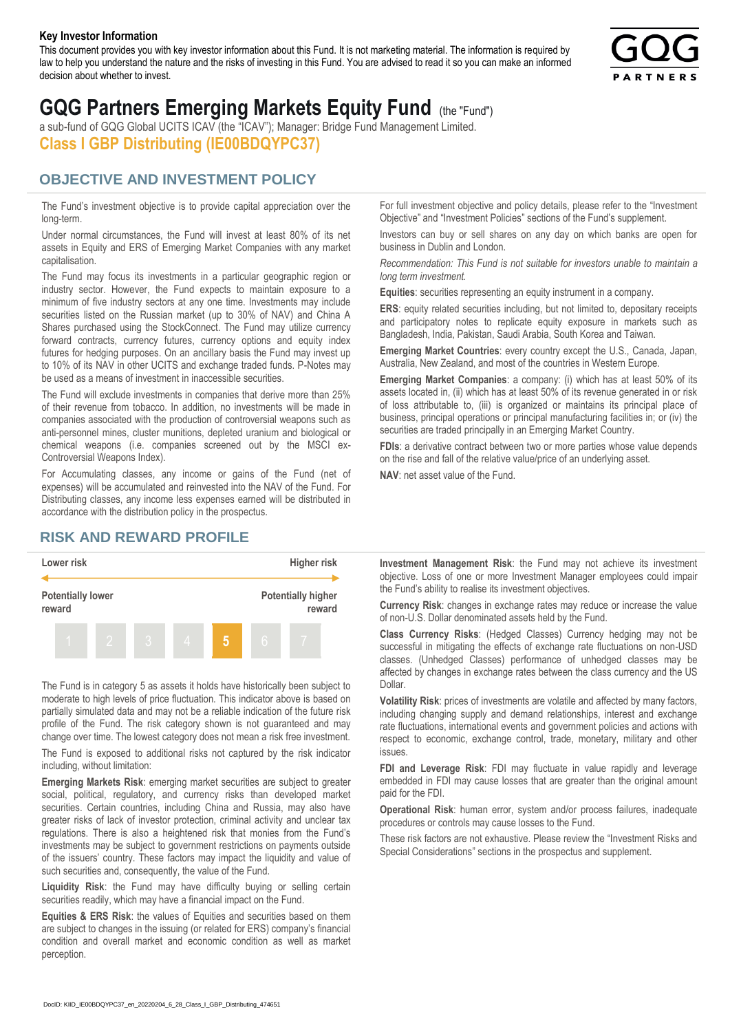**Key Investor Information**

This document provides you with key investor information about this Fund. It is not marketing material. The information is required by law to help you understand the nature and the risks of investing in this Fund. You are advised to read it so you can make an informed decision about whether to invest.

# GQG Partners Emerging Markets Equity Fund (the "Fund")

a sub-fund of GQG Global UCITS ICAV (the "ICAV"); Manager: Bridge Fund Management Limited.

## Class I GBP Distributing (IE00BDQYPC37)

## OBJECTIVE AND INVESTMENT POLICY

The Fund's investment objective is to provide capital appreciation over the long-term.

Under normal circumstances, the Fund will invest at least 80% of its net assets in Equity and ERS of Emerging Market Companies with any market capitalisation.

The Fund may focus its investments in a particular geographic region or industry sector. However, the Fund expects to maintain exposure to a minimum of five industry sectors at any one time. Investments may include securities listed on the Russian market (up to 30% of NAV) and China A Shares purchased using the StockConnect. The Fund may utilize currency forward contracts, currency futures, currency options and equity index futures for hedging purposes. On an ancillary basis the Fund may invest up to 10% of its NAV in other UCITS and exchange traded funds. P-Notes may be used as a means of investment in inaccessible securities.

The Fund will exclude investments in companies that derive more than 25% of their revenue from tobacco. In addition, no investments will be made in companies associated with the production of controversial weapons such as anti-personnel mines, cluster munitions, depleted uranium and biological or chemical weapons (i.e. companies screened out by the MSCI ex-Controversial Weapons Index).

For Accumulating classes, any income or gains of the Fund (net of expenses) will be accumulated and reinvested into the NAV of the Fund. For Distributing classes, any income less expenses earned will be distributed in accordance with the distribution policy in the prospectus.

For full investment objective and policy details, please refer to the "Investment Objective" and "Investment Policies" sections of the Fund's supplement.

Investors can buy or sell shares on any day on which banks are open for business in Dublin and London.

*Recommendation: This Fund is not suitable for investors unable to maintain a long term investment.*

**Equities**: securities representing an equity instrument in a company.

**ERS**: equity related securities including, but not limited to, depositary receipts and participatory notes to replicate equity exposure in markets such as Bangladesh, India, Pakistan, Saudi Arabia, South Korea and Taiwan.

**Emerging Market Countries**: every country except the U.S., Canada, Japan, Australia, New Zealand, and most of the countries in Western Europe.

**Emerging Market Companies**: a company: (i) which has at least 50% of its assets located in, (ii) which has at least 50% of its revenue generated in or risk of loss attributable to, (iii) is organized or maintains its principal place of business, principal operations or principal manufacturing facilities in; or (iv) the securities are traded principally in an Emerging Market Country.

**FDIs**: a derivative contract between two or more parties whose value depends on the rise and fall of the relative value/price of an underlying asset.

**NAV**: net asset value of the Fund.

## RISK AND REWARD PROFILE

Lower risk — Higher risk

Potentially lower reward — Potentially higher reward

1 2 3 4 **5** 6 7

The Fund is in category 5 as assets it holds have historically been subject to moderate to high levels of price fluctuation. This indicator above is based on partially simulated data and may not be a reliable indication of the future risk profile of the Fund. The risk category shown is not guaranteed and may change over time. The lowest category does not mean a risk free investment.

The Fund is exposed to additional risks not captured by the risk indicator including, without limitation:

**Emerging Markets Risk**: emerging market securities are subject to greater social, political, regulatory, and currency risks than developed market securities. Certain countries, including China and Russia, may also have greater risks of lack of investor protection, criminal activity and unclear tax regulations. There is also a heightened risk that monies from the Fund's investments may be subject to government restrictions on payments outside of the issuers' country. These factors may impact the liquidity and value of such securities and, consequently, the value of the Fund.

**Liquidity Risk**: the Fund may have difficulty buying or selling certain securities readily, which may have a financial impact on the Fund.

**Equities & ERS Risk**: the values of Equities and securities based on them are subject to changes in the issuing (or related for ERS) company's financial condition and overall market and economic condition as well as market perception.

**Investment Management Risk**: the Fund may not achieve its investment objective. Loss of one or more Investment Manager employees could impair the Fund's ability to realise its investment objectives.

**Currency Risk**: changes in exchange rates may reduce or increase the value of non-U.S. Dollar denominated assets held by the Fund.

**Class Currency Risks**: (Hedged Classes) Currency hedging may not be successful in mitigating the effects of exchange rate fluctuations on non-USD classes. (Unhedged Classes) performance of unhedged classes may be affected by changes in exchange rates between the class currency and the US Dollar.

**Volatility Risk**: prices of investments are volatile and affected by many factors, including changing supply and demand relationships, interest and exchange rate fluctuations, international events and government policies and actions with respect to economic, exchange control, trade, monetary, military and other issues.

**FDI and Leverage Risk**: FDI may fluctuate in value rapidly and leverage embedded in FDI may cause losses that are greater than the original amount paid for the FDI.

**Operational Risk**: human error, system and/or process failures, inadequate procedures or controls may cause losses to the Fund.

These risk factors are not exhaustive. Please review the "Investment Risks and Special Considerations" sections in the prospectus and supplement.

DocID: KIID_IE00BDQYPC37_en_20220204_6_28_Class_I_GBP_Distributing_474651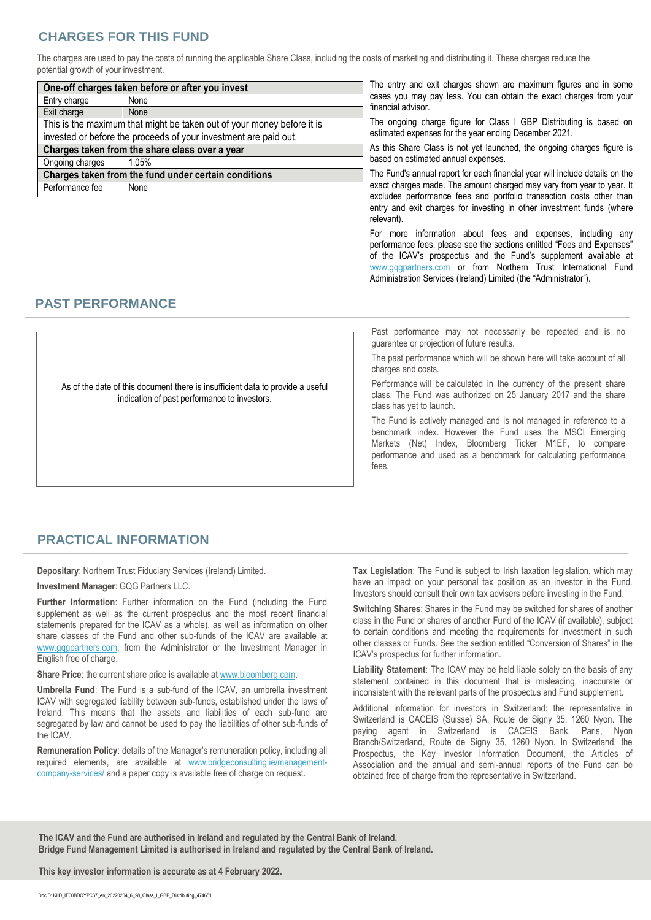## CHARGES FOR THIS FUND

The charges are used to pay the costs of running the applicable Share Class, including the costs of marketing and distributing it. These charges reduce the potential growth of your investment.

| One-off charges taken before or after you invest | |
|---|---|
| Entry charge | None |
| Exit charge | None |
| This is the maximum that might be taken out of your money before it is invested or before the proceeds of your investment are paid out. | |
| **Charges taken from the share class over a year** | |
| Ongoing charges | 1.05% |
| **Charges taken from the fund under certain conditions** | |
| Performance fee | None |

The entry and exit charges shown are maximum figures and in some cases you may pay less. You can obtain the exact charges from your financial advisor.

The ongoing charge figure for Class I GBP Distributing is based on estimated expenses for the year ending December 2021.

As this Share Class is not yet launched, the ongoing charges figure is based on estimated annual expenses.

The Fund's annual report for each financial year will include details on the exact charges made. The amount charged may vary from year to year. It excludes performance fees and portfolio transaction costs other than entry and exit charges for investing in other investment funds (where relevant).

For more information about fees and expenses, including any performance fees, please see the sections entitled "Fees and Expenses" of the ICAV's prospectus and the Fund's supplement available at www.gqgpartners.com or from Northern Trust International Fund Administration Services (Ireland) Limited (the "Administrator").

## PAST PERFORMANCE

As of the date of this document there is insufficient data to provide a useful indication of past performance to investors.

Past performance may not necessarily be repeated and is no guarantee or projection of future results.

The past performance which will be shown here will take account of all charges and costs.

Performance will be calculated in the currency of the present share class. The Fund was authorized on 25 January 2017 and the share class has yet to launch.

The Fund is actively managed and is not managed in reference to a benchmark index. However the Fund uses the MSCI Emerging Markets (Net) Index, Bloomberg Ticker M1EF, to compare performance and used as a benchmark for calculating performance fees.

## PRACTICAL INFORMATION

**Depositary**: Northern Trust Fiduciary Services (Ireland) Limited.

**Investment Manager**: GQG Partners LLC.

**Further Information**: Further information on the Fund (including the Fund supplement as well as the current prospectus and the most recent financial statements prepared for the ICAV as a whole), as well as information on other share classes of the Fund and other sub-funds of the ICAV are available at www.gqgpartners.com, from the Administrator or the Investment Manager in English free of charge.

**Share Price**: the current share price is available at www.bloomberg.com.

**Umbrella Fund**: The Fund is a sub-fund of the ICAV, an umbrella investment ICAV with segregated liability between sub-funds, established under the laws of Ireland. This means that the assets and liabilities of each sub-fund are segregated by law and cannot be used to pay the liabilities of other sub-funds of the ICAV.

**Remuneration Policy**: details of the Manager's remuneration policy, including all required elements, are available at www.bridgeconsulting.ie/management-company-services/ and a paper copy is available free of charge on request.

**Tax Legislation**: The Fund is subject to Irish taxation legislation, which may have an impact on your personal tax position as an investor in the Fund. Investors should consult their own tax advisers before investing in the Fund.

**Switching Shares**: Shares in the Fund may be switched for shares of another class in the Fund or shares of another Fund of the ICAV (if available), subject to certain conditions and meeting the requirements for investment in such other classes or Funds. See the section entitled "Conversion of Shares" in the ICAV's prospectus for further information.

**Liability Statement**: The ICAV may be held liable solely on the basis of any statement contained in this document that is misleading, inaccurate or inconsistent with the relevant parts of the prospectus and Fund supplement.

Additional information for investors in Switzerland: the representative in Switzerland is CACEIS (Suisse) SA, Route de Signy 35, 1260 Nyon. The paying agent in Switzerland is CACEIS Bank, Paris, Nyon Branch/Switzerland, Route de Signy 35, 1260 Nyon. In Switzerland, the Prospectus, the Key Investor Information Document, the Articles of Association and the annual and semi-annual reports of the Fund can be obtained free of charge from the representative in Switzerland.

**The ICAV and the Fund are authorised in Ireland and regulated by the Central Bank of Ireland.**
**Bridge Fund Management Limited is authorised in Ireland and regulated by the Central Bank of Ireland.**

**This key investor information is accurate as at 4 February 2022.**

DocID: KIID_IE00BDQYPC37_en_20220204_6_28_Class_I_GBP_Distributing_474651